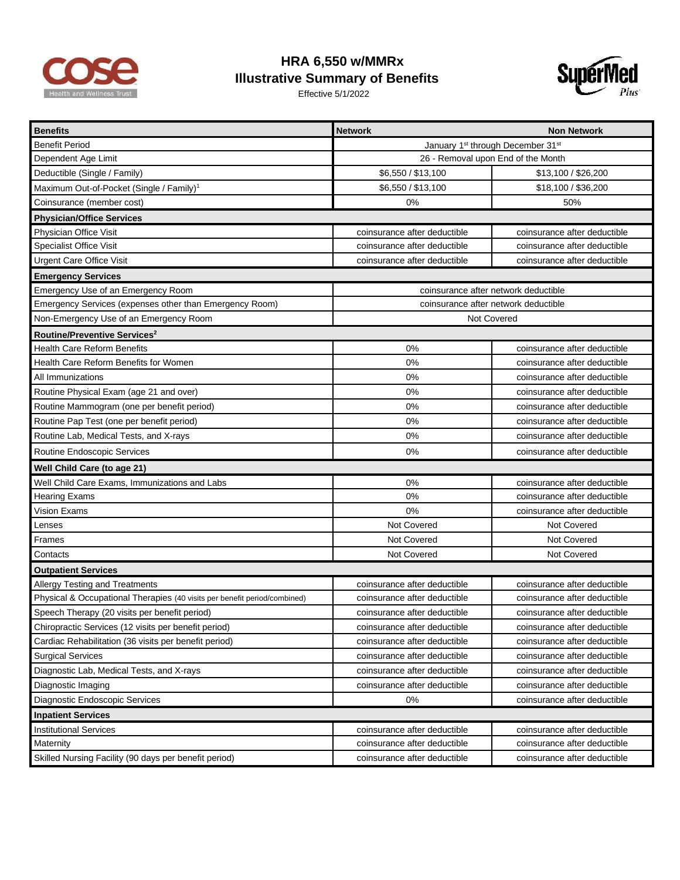# HRA 6,550 w/MMRx

## Illustrative Summary of Benefits

Effective 5/1/2022

| Benefits | Network | Non Network |
|---|---|---|
| Benefit Period | January 1st through December 31st | |
| Dependent Age Limit | 26 - Removal upon End of the Month | |
| Deductible (Single / Family) | $6,550 / $13,100 | $13,100 / $26,200 |
| Maximum Out-of-Pocket (Single / Family)[1] | $6,550 / $13,100 | $18,100 / $36,200 |
| Coinsurance (member cost) | 0% | 50% |
| **Physician/Office Services** | | |
| Physician Office Visit | coinsurance after deductible | coinsurance after deductible |
| Specialist Office Visit | coinsurance after deductible | coinsurance after deductible |
| Urgent Care Office Visit | coinsurance after deductible | coinsurance after deductible |
| **Emergency Services** | | |
| Emergency Use of an Emergency Room | coinsurance after network deductible | |
| Emergency Services (expenses other than Emergency Room) | coinsurance after network deductible | |
| Non-Emergency Use of an Emergency Room | Not Covered | |
| **Routine/Preventive Services[2]** | | |
| Health Care Reform Benefits | 0% | coinsurance after deductible |
| Health Care Reform Benefits for Women | 0% | coinsurance after deductible |
| All Immunizations | 0% | coinsurance after deductible |
| Routine Physical Exam (age 21 and over) | 0% | coinsurance after deductible |
| Routine Mammogram (one per benefit period) | 0% | coinsurance after deductible |
| Routine Pap Test (one per benefit period) | 0% | coinsurance after deductible |
| Routine Lab, Medical Tests, and X-rays | 0% | coinsurance after deductible |
| Routine Endoscopic Services | 0% | coinsurance after deductible |
| **Well Child Care (to age 21)** | | |
| Well Child Care Exams, Immunizations and Labs | 0% | coinsurance after deductible |
| Hearing Exams | 0% | coinsurance after deductible |
| Vision Exams | 0% | coinsurance after deductible |
| Lenses | Not Covered | Not Covered |
| Frames | Not Covered | Not Covered |
| Contacts | Not Covered | Not Covered |
| **Outpatient Services** | | |
| Allergy Testing and Treatments | coinsurance after deductible | coinsurance after deductible |
| Physical & Occupational Therapies (40 visits per benefit period/combined) | coinsurance after deductible | coinsurance after deductible |
| Speech Therapy (20 visits per benefit period) | coinsurance after deductible | coinsurance after deductible |
| Chiropractic Services (12 visits per benefit period) | coinsurance after deductible | coinsurance after deductible |
| Cardiac Rehabilitation (36 visits per benefit period) | coinsurance after deductible | coinsurance after deductible |
| Surgical Services | coinsurance after deductible | coinsurance after deductible |
| Diagnostic Lab, Medical Tests, and X-rays | coinsurance after deductible | coinsurance after deductible |
| Diagnostic Imaging | coinsurance after deductible | coinsurance after deductible |
| Diagnostic Endoscopic Services | 0% | coinsurance after deductible |
| **Inpatient Services** | | |
| Institutional Services | coinsurance after deductible | coinsurance after deductible |
| Maternity | coinsurance after deductible | coinsurance after deductible |
| Skilled Nursing Facility (90 days per benefit period) | coinsurance after deductible | coinsurance after deductible |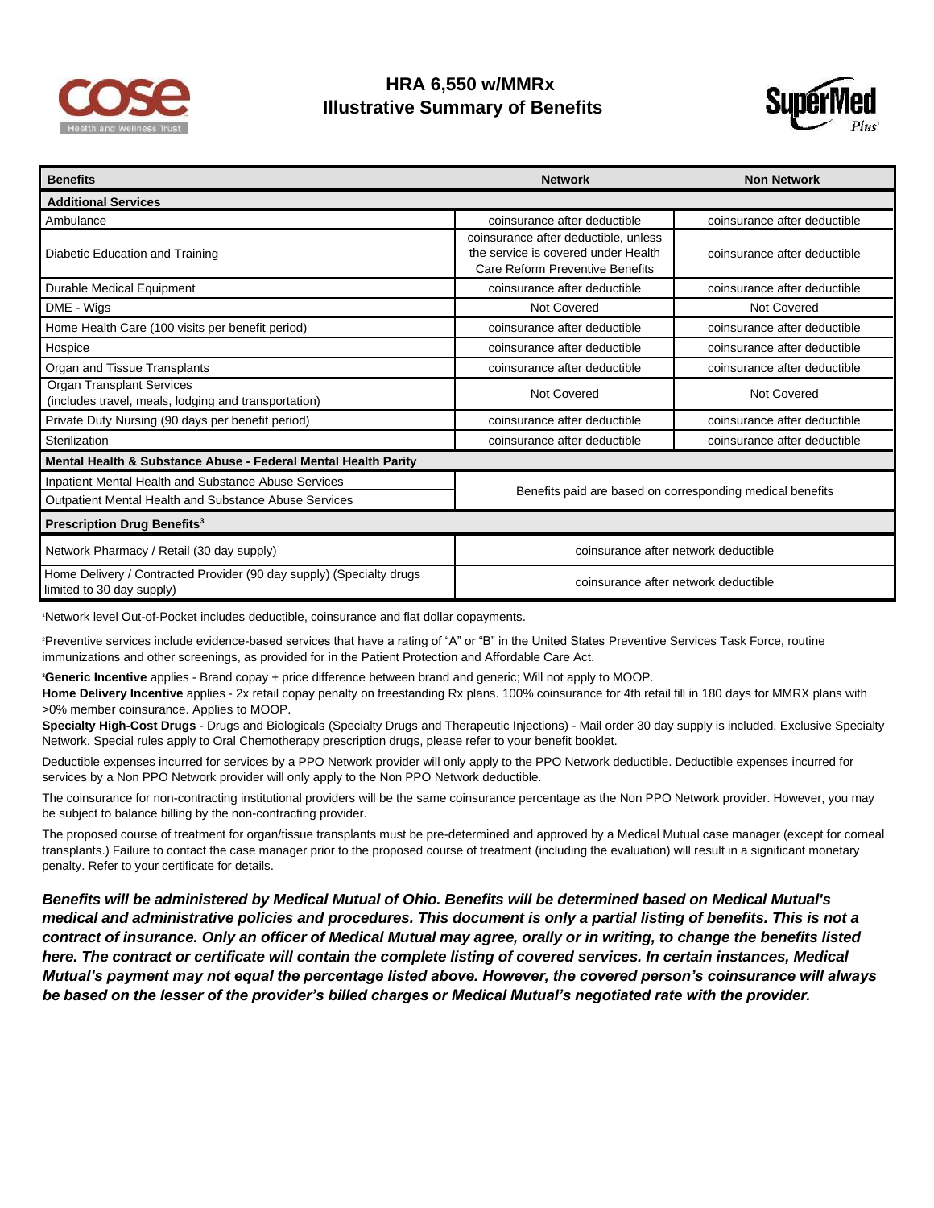# HRA 6,550 w/MMRx
## Illustrative Summary of Benefits

| Benefits | Network | Non Network |
|---|---|---|
| **Additional Services** | | |
| Ambulance | coinsurance after deductible | coinsurance after deductible |
| Diabetic Education and Training | coinsurance after deductible, unless the service is covered under Health Care Reform Preventive Benefits | coinsurance after deductible |
| Durable Medical Equipment | coinsurance after deductible | coinsurance after deductible |
| DME - Wigs | Not Covered | Not Covered |
| Home Health Care (100 visits per benefit period) | coinsurance after deductible | coinsurance after deductible |
| Hospice | coinsurance after deductible | coinsurance after deductible |
| Organ and Tissue Transplants | coinsurance after deductible | coinsurance after deductible |
| Organ Transplant Services (includes travel, meals, lodging and transportation) | Not Covered | Not Covered |
| Private Duty Nursing (90 days per benefit period) | coinsurance after deductible | coinsurance after deductible |
| Sterilization | coinsurance after deductible | coinsurance after deductible |
| **Mental Health & Substance Abuse - Federal Mental Health Parity** | | |
| Inpatient Mental Health and Substance Abuse Services | Benefits paid are based on corresponding medical benefits | |
| Outpatient Mental Health and Substance Abuse Services | Benefits paid are based on corresponding medical benefits | |
| **Prescription Drug Benefits[3]** | | |
| Network Pharmacy / Retail (30 day supply) | coinsurance after network deductible | |
| Home Delivery / Contracted Provider (90 day supply) (Specialty drugs limited to 30 day supply) | coinsurance after network deductible | |

[1]Network level Out-of-Pocket includes deductible, coinsurance and flat dollar copayments.

[2]Preventive services include evidence-based services that have a rating of "A" or "B" in the United States Preventive Services Task Force, routine immunizations and other screenings, as provided for in the Patient Protection and Affordable Care Act.

[3]**Generic Incentive** applies - Brand copay + price difference between brand and generic; Will not apply to MOOP.
**Home Delivery Incentive** applies - 2x retail copay penalty on freestanding Rx plans. 100% coinsurance for 4th retail fill in 180 days for MMRX plans with >0% member coinsurance. Applies to MOOP.
**Specialty High-Cost Drugs** - Drugs and Biologicals (Specialty Drugs and Therapeutic Injections) - Mail order 30 day supply is included, Exclusive Specialty Network. Special rules apply to Oral Chemotherapy prescription drugs, please refer to your benefit booklet.

Deductible expenses incurred for services by a PPO Network provider will only apply to the PPO Network deductible. Deductible expenses incurred for services by a Non PPO Network provider will only apply to the Non PPO Network deductible.

The coinsurance for non-contracting institutional providers will be the same coinsurance percentage as the Non PPO Network provider. However, you may be subject to balance billing by the non-contracting provider.

The proposed course of treatment for organ/tissue transplants must be pre-determined and approved by a Medical Mutual case manager (except for corneal transplants.) Failure to contact the case manager prior to the proposed course of treatment (including the evaluation) will result in a significant monetary penalty. Refer to your certificate for details.

***Benefits will be administered by Medical Mutual of Ohio. Benefits will be determined based on Medical Mutual's medical and administrative policies and procedures. This document is only a partial listing of benefits. This is not a contract of insurance. Only an officer of Medical Mutual may agree, orally or in writing, to change the benefits listed here. The contract or certificate will contain the complete listing of covered services. In certain instances, Medical Mutual's payment may not equal the percentage listed above. However, the covered person's coinsurance will always be based on the lesser of the provider's billed charges or Medical Mutual's negotiated rate with the provider.***